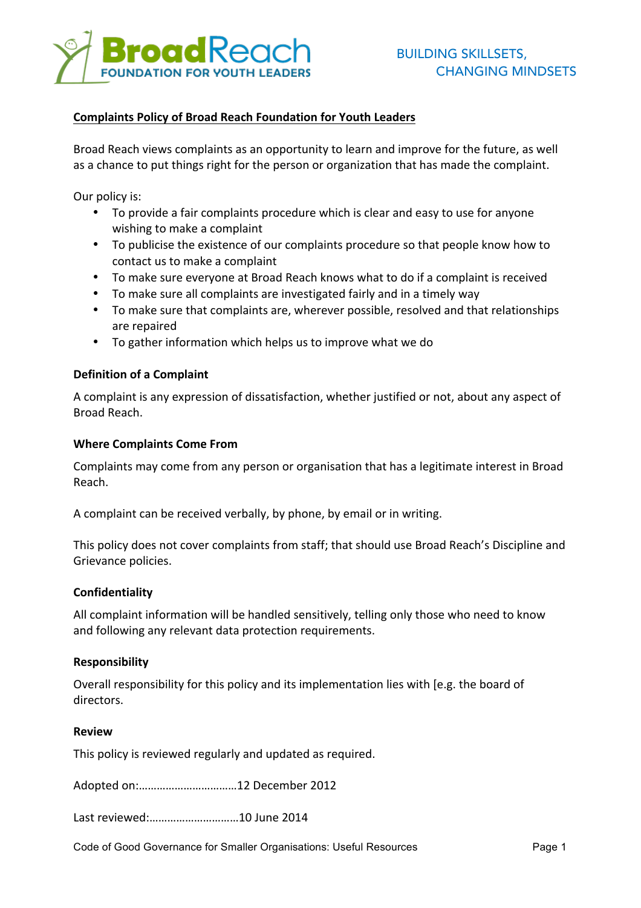BroadReach
FOUNDATION FOR YOUTH LEADERS

BUILDING SKILLSETS, CHANGING MINDSETS

**Complaints Policy of Broad Reach Foundation for Youth Leaders**

Broad Reach views complaints as an opportunity to learn and improve for the future, as well as a chance to put things right for the person or organization that has made the complaint.

Our policy is:

- To provide a fair complaints procedure which is clear and easy to use for anyone wishing to make a complaint
- To publicise the existence of our complaints procedure so that people know how to contact us to make a complaint
- To make sure everyone at Broad Reach knows what to do if a complaint is received
- To make sure all complaints are investigated fairly and in a timely way
- To make sure that complaints are, wherever possible, resolved and that relationships are repaired
- To gather information which helps us to improve what we do

**Definition of a Complaint**

A complaint is any expression of dissatisfaction, whether justified or not, about any aspect of Broad Reach.

**Where Complaints Come From**

Complaints may come from any person or organisation that has a legitimate interest in Broad Reach.

A complaint can be received verbally, by phone, by email or in writing.

This policy does not cover complaints from staff; that should use Broad Reach's Discipline and Grievance policies.

**Confidentiality**

All complaint information will be handled sensitively, telling only those who need to know and following any relevant data protection requirements.

**Responsibility**

Overall responsibility for this policy and its implementation lies with [e.g. the board of directors.

**Review**

This policy is reviewed regularly and updated as required.

Adopted on:……………………………12 December 2012

Last reviewed:…………………………10 June 2014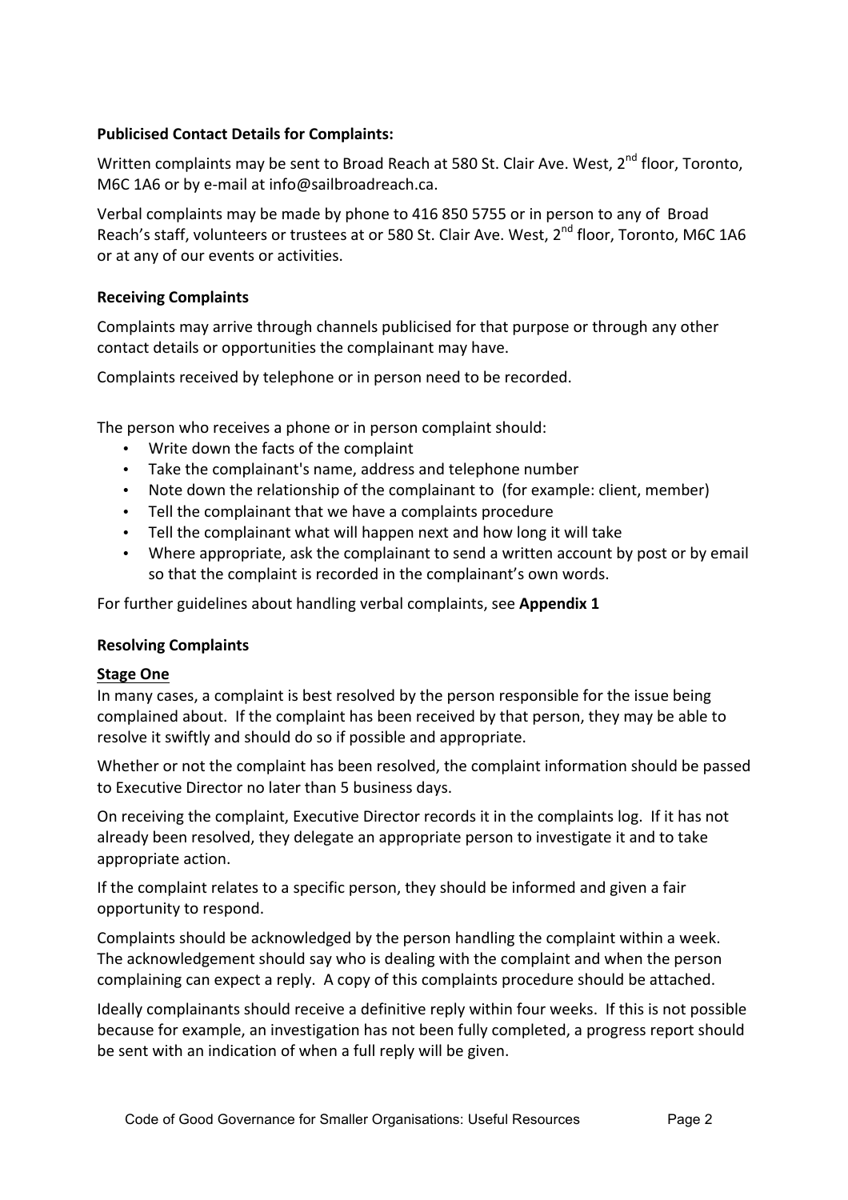**Publicised Contact Details for Complaints:**

Written complaints may be sent to Broad Reach at 580 St. Clair Ave. West, 2nd floor, Toronto, M6C 1A6 or by e-mail at info@sailbroadreach.ca.

Verbal complaints may be made by phone to 416 850 5755 or in person to any of Broad Reach's staff, volunteers or trustees at or 580 St. Clair Ave. West, 2nd floor, Toronto, M6C 1A6 or at any of our events or activities.

**Receiving Complaints**

Complaints may arrive through channels publicised for that purpose or through any other contact details or opportunities the complainant may have.

Complaints received by telephone or in person need to be recorded.

The person who receives a phone or in person complaint should:

- Write down the facts of the complaint
- Take the complainant's name, address and telephone number
- Note down the relationship of the complainant to (for example: client, member)
- Tell the complainant that we have a complaints procedure
- Tell the complainant what will happen next and how long it will take
- Where appropriate, ask the complainant to send a written account by post or by email so that the complaint is recorded in the complainant's own words.

For further guidelines about handling verbal complaints, see **Appendix 1**

**Resolving Complaints**

**Stage One**

In many cases, a complaint is best resolved by the person responsible for the issue being complained about. If the complaint has been received by that person, they may be able to resolve it swiftly and should do so if possible and appropriate.

Whether or not the complaint has been resolved, the complaint information should be passed to Executive Director no later than 5 business days.

On receiving the complaint, Executive Director records it in the complaints log. If it has not already been resolved, they delegate an appropriate person to investigate it and to take appropriate action.

If the complaint relates to a specific person, they should be informed and given a fair opportunity to respond.

Complaints should be acknowledged by the person handling the complaint within a week. The acknowledgement should say who is dealing with the complaint and when the person complaining can expect a reply. A copy of this complaints procedure should be attached.

Ideally complainants should receive a definitive reply within four weeks. If this is not possible because for example, an investigation has not been fully completed, a progress report should be sent with an indication of when a full reply will be given.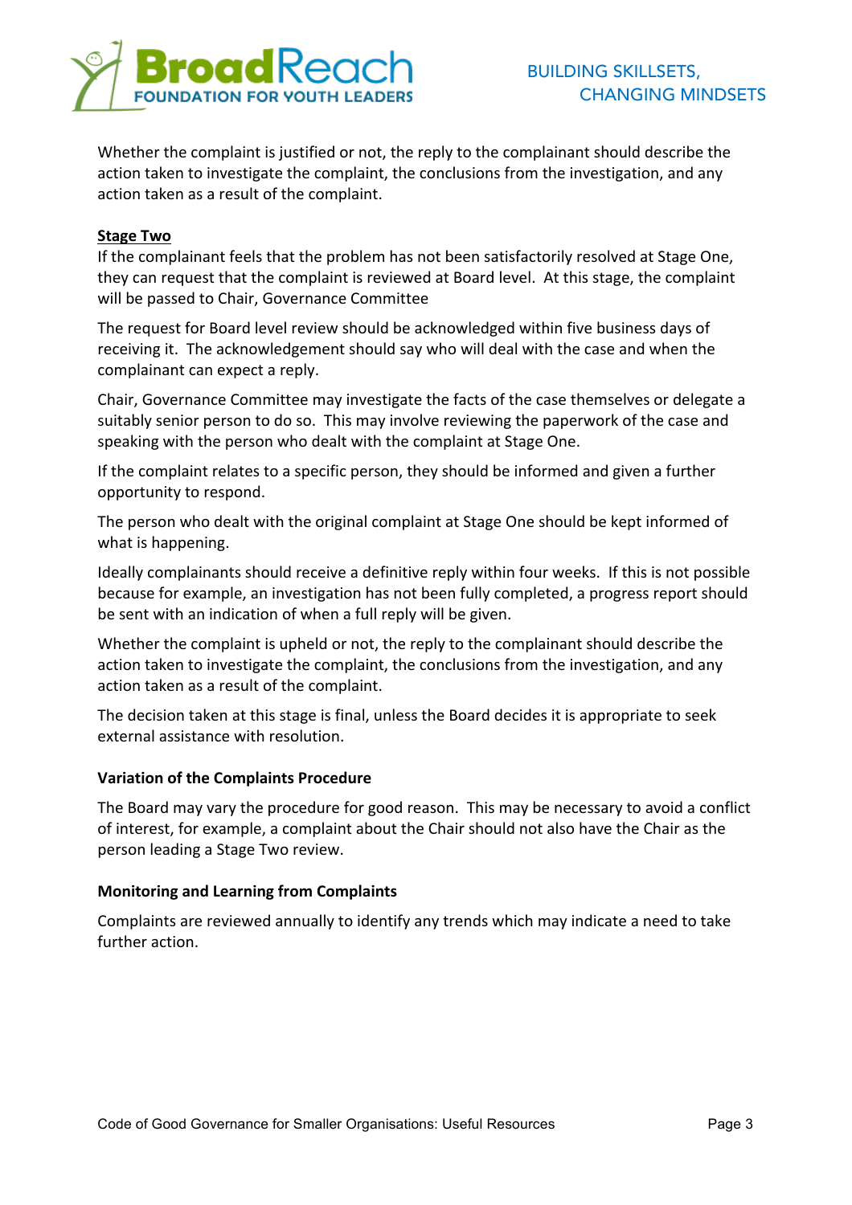Whether the complaint is justified or not, the reply to the complainant should describe the action taken to investigate the complaint, the conclusions from the investigation, and any action taken as a result of the complaint.

**Stage Two**

If the complainant feels that the problem has not been satisfactorily resolved at Stage One, they can request that the complaint is reviewed at Board level. At this stage, the complaint will be passed to Chair, Governance Committee

The request for Board level review should be acknowledged within five business days of receiving it. The acknowledgement should say who will deal with the case and when the complainant can expect a reply.

Chair, Governance Committee may investigate the facts of the case themselves or delegate a suitably senior person to do so. This may involve reviewing the paperwork of the case and speaking with the person who dealt with the complaint at Stage One.

If the complaint relates to a specific person, they should be informed and given a further opportunity to respond.

The person who dealt with the original complaint at Stage One should be kept informed of what is happening.

Ideally complainants should receive a definitive reply within four weeks. If this is not possible because for example, an investigation has not been fully completed, a progress report should be sent with an indication of when a full reply will be given.

Whether the complaint is upheld or not, the reply to the complainant should describe the action taken to investigate the complaint, the conclusions from the investigation, and any action taken as a result of the complaint.

The decision taken at this stage is final, unless the Board decides it is appropriate to seek external assistance with resolution.

### Variation of the Complaints Procedure

The Board may vary the procedure for good reason. This may be necessary to avoid a conflict of interest, for example, a complaint about the Chair should not also have the Chair as the person leading a Stage Two review.

### Monitoring and Learning from Complaints

Complaints are reviewed annually to identify any trends which may indicate a need to take further action.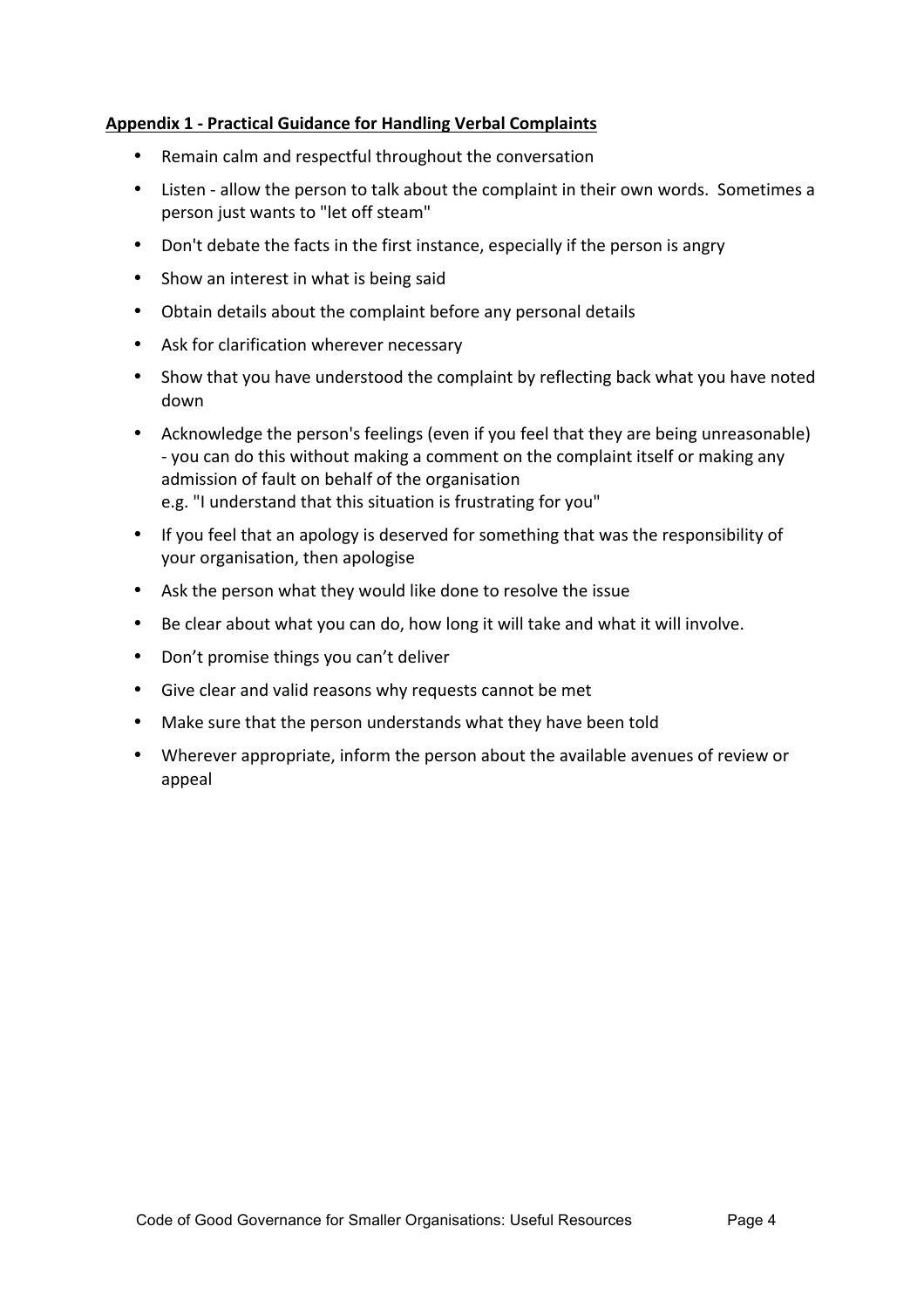## Appendix 1 - Practical Guidance for Handling Verbal Complaints

- Remain calm and respectful throughout the conversation
- Listen - allow the person to talk about the complaint in their own words. Sometimes a person just wants to "let off steam"
- Don't debate the facts in the first instance, especially if the person is angry
- Show an interest in what is being said
- Obtain details about the complaint before any personal details
- Ask for clarification wherever necessary
- Show that you have understood the complaint by reflecting back what you have noted down
- Acknowledge the person's feelings (even if you feel that they are being unreasonable) - you can do this without making a comment on the complaint itself or making any admission of fault on behalf of the organisation
  e.g. "I understand that this situation is frustrating for you"
- If you feel that an apology is deserved for something that was the responsibility of your organisation, then apologise
- Ask the person what they would like done to resolve the issue
- Be clear about what you can do, how long it will take and what it will involve.
- Don't promise things you can't deliver
- Give clear and valid reasons why requests cannot be met
- Make sure that the person understands what they have been told
- Wherever appropriate, inform the person about the available avenues of review or appeal